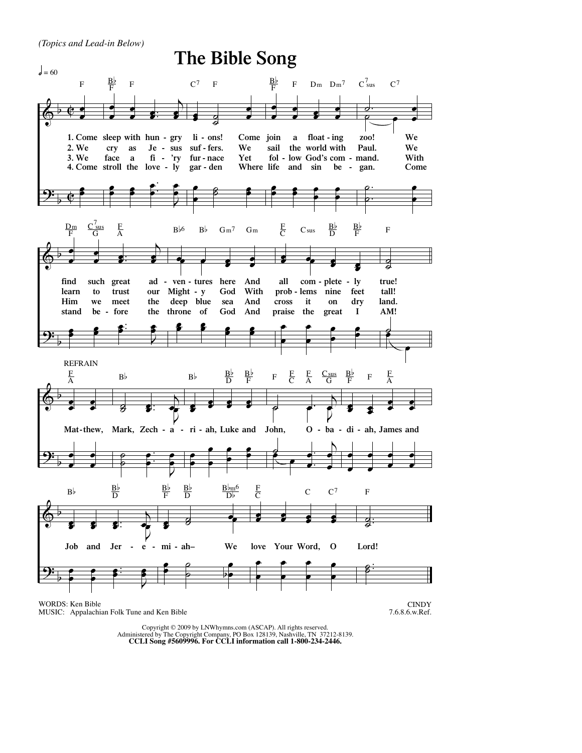*(Topics and Lead-in Below)*

# The Bible Song

1. Come sleep with hungry lions! Come join a floating zoo! We find such great adventures here And all completely true!
2. We cry as Jesus suffers. We sail the world with Paul. We learn to trust our Mighty God With problems nine feet tall!
3. We face a fi'ry furnace Yet follow God's command. With Him we meet the deep blue sea And cross it on dry land.
4. Come stroll the lovely garden Where life and sin began. Come stand before the throne of God And praise the great I AM!

REFRAIN

Matthew, Mark, Zechariah, Luke and John, Obadiah, James and Job and Jeremiah– We love Your Word, O Lord!

WORDS: Ken Bible
MUSIC: Appalachian Folk Tune and Ken Bible

CINDY
7.6.8.6.w.Ref.

Copyright © 2009 by LNWhymns.com (ASCAP). All rights reserved.
Administered by The Copyright Company, PO Box 128139, Nashville, TN 37212-8139.
**CCLI Song #5609996. For CCLI information call 1-800-234-2446.**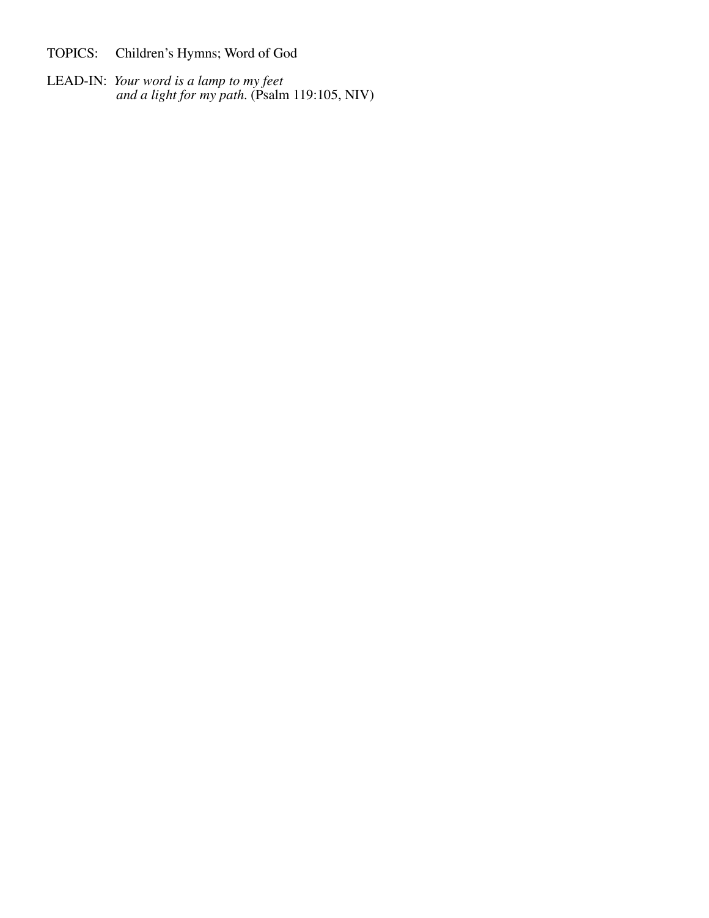TOPICS: Children's Hymns; Word of God

LEAD-IN: *Your word is a lamp to my feet*
*and a light for my path.* (Psalm 119:105, NIV)